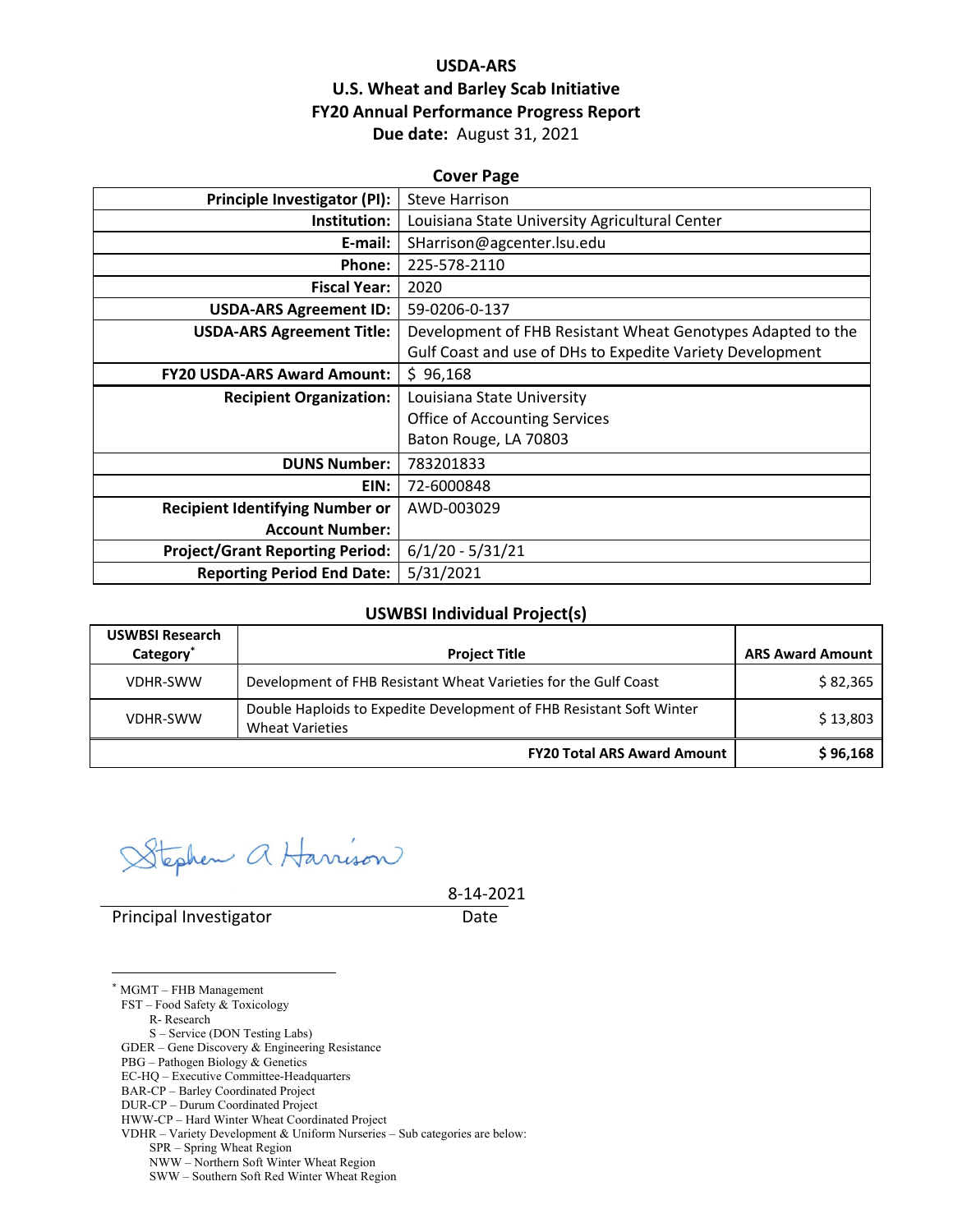# USDA-ARS
## U.S. Wheat and Barley Scab Initiative
## FY20 Annual Performance Progress Report
**Due date:** August 31, 2021

**Cover Page**

| | |
|---|---|
| **Principle Investigator (PI):** | Steve Harrison |
| **Institution:** | Louisiana State University Agricultural Center |
| **E-mail:** | SHarrison@agcenter.lsu.edu |
| **Phone:** | 225-578-2110 |
| **Fiscal Year:** | 2020 |
| **USDA-ARS Agreement ID:** | 59-0206-0-137 |
| **USDA-ARS Agreement Title:** | Development of FHB Resistant Wheat Genotypes Adapted to the Gulf Coast and use of DHs to Expedite Variety Development |
| **FY20 USDA-ARS Award Amount:** | $ 96,168 |
| **Recipient Organization:** | Louisiana State University<br>Office of Accounting Services<br>Baton Rouge, LA 70803 |
| **DUNS Number:** | 783201833 |
| **EIN:** | 72-6000848 |
| **Recipient Identifying Number or Account Number:** | AWD-003029 |
| **Project/Grant Reporting Period:** | 6/1/20 - 5/31/21 |
| **Reporting Period End Date:** | 5/31/2021 |

**USWBSI Individual Project(s)**

| USWBSI Research Category* | Project Title | ARS Award Amount |
|---|---|---|
| VDHR-SWW | Development of FHB Resistant Wheat Varieties for the Gulf Coast | $ 82,365 |
| VDHR-SWW | Double Haploids to Expedite Development of FHB Resistant Soft Winter Wheat Varieties | $ 13,803 |
| | **FY20 Total ARS Award Amount** | **$ 96,168** |

Stephen A Harrison

Principal Investigator  8-14-2021
Date

* MGMT – FHB Management
FST – Food Safety & Toxicology
  R- Research
  S – Service (DON Testing Labs)
GDER – Gene Discovery & Engineering Resistance
PBG – Pathogen Biology & Genetics
EC-HQ – Executive Committee-Headquarters
BAR-CP – Barley Coordinated Project
DUR-CP – Durum Coordinated Project
HWW-CP – Hard Winter Wheat Coordinated Project
VDHR – Variety Development & Uniform Nurseries – Sub categories are below:
  SPR – Spring Wheat Region
  NWW – Northern Soft Winter Wheat Region
  SWW – Southern Soft Red Winter Wheat Region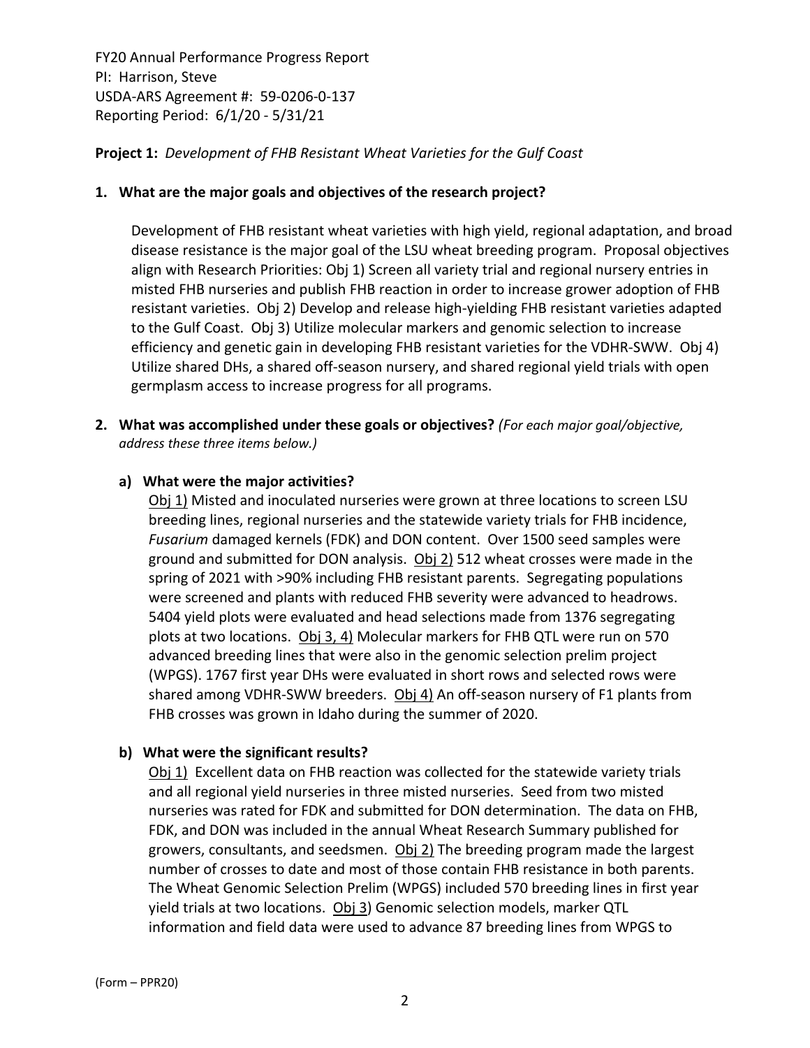FY20 Annual Performance Progress Report
PI: Harrison, Steve
USDA-ARS Agreement #: 59-0206-0-137
Reporting Period: 6/1/20 - 5/31/21

**Project 1:** *Development of FHB Resistant Wheat Varieties for the Gulf Coast*

**1. What are the major goals and objectives of the research project?**

Development of FHB resistant wheat varieties with high yield, regional adaptation, and broad disease resistance is the major goal of the LSU wheat breeding program. Proposal objectives align with Research Priorities: Obj 1) Screen all variety trial and regional nursery entries in misted FHB nurseries and publish FHB reaction in order to increase grower adoption of FHB resistant varieties. Obj 2) Develop and release high-yielding FHB resistant varieties adapted to the Gulf Coast. Obj 3) Utilize molecular markers and genomic selection to increase efficiency and genetic gain in developing FHB resistant varieties for the VDHR-SWW. Obj 4) Utilize shared DHs, a shared off-season nursery, and shared regional yield trials with open germplasm access to increase progress for all programs.

**2. What was accomplished under these goals or objectives?** *(For each major goal/objective, address these three items below.)*

**a) What were the major activities?**

Obj 1) Misted and inoculated nurseries were grown at three locations to screen LSU breeding lines, regional nurseries and the statewide variety trials for FHB incidence, *Fusarium* damaged kernels (FDK) and DON content. Over 1500 seed samples were ground and submitted for DON analysis. Obj 2) 512 wheat crosses were made in the spring of 2021 with >90% including FHB resistant parents. Segregating populations were screened and plants with reduced FHB severity were advanced to headrows. 5404 yield plots were evaluated and head selections made from 1376 segregating plots at two locations. Obj 3, 4) Molecular markers for FHB QTL were run on 570 advanced breeding lines that were also in the genomic selection prelim project (WPGS). 1767 first year DHs were evaluated in short rows and selected rows were shared among VDHR-SWW breeders. Obj 4) An off-season nursery of F1 plants from FHB crosses was grown in Idaho during the summer of 2020.

**b) What were the significant results?**

Obj 1) Excellent data on FHB reaction was collected for the statewide variety trials and all regional yield nurseries in three misted nurseries. Seed from two misted nurseries was rated for FDK and submitted for DON determination. The data on FHB, FDK, and DON was included in the annual Wheat Research Summary published for growers, consultants, and seedsmen. Obj 2) The breeding program made the largest number of crosses to date and most of those contain FHB resistance in both parents. The Wheat Genomic Selection Prelim (WPGS) included 570 breeding lines in first year yield trials at two locations. Obj 3) Genomic selection models, marker QTL information and field data were used to advance 87 breeding lines from WPGS to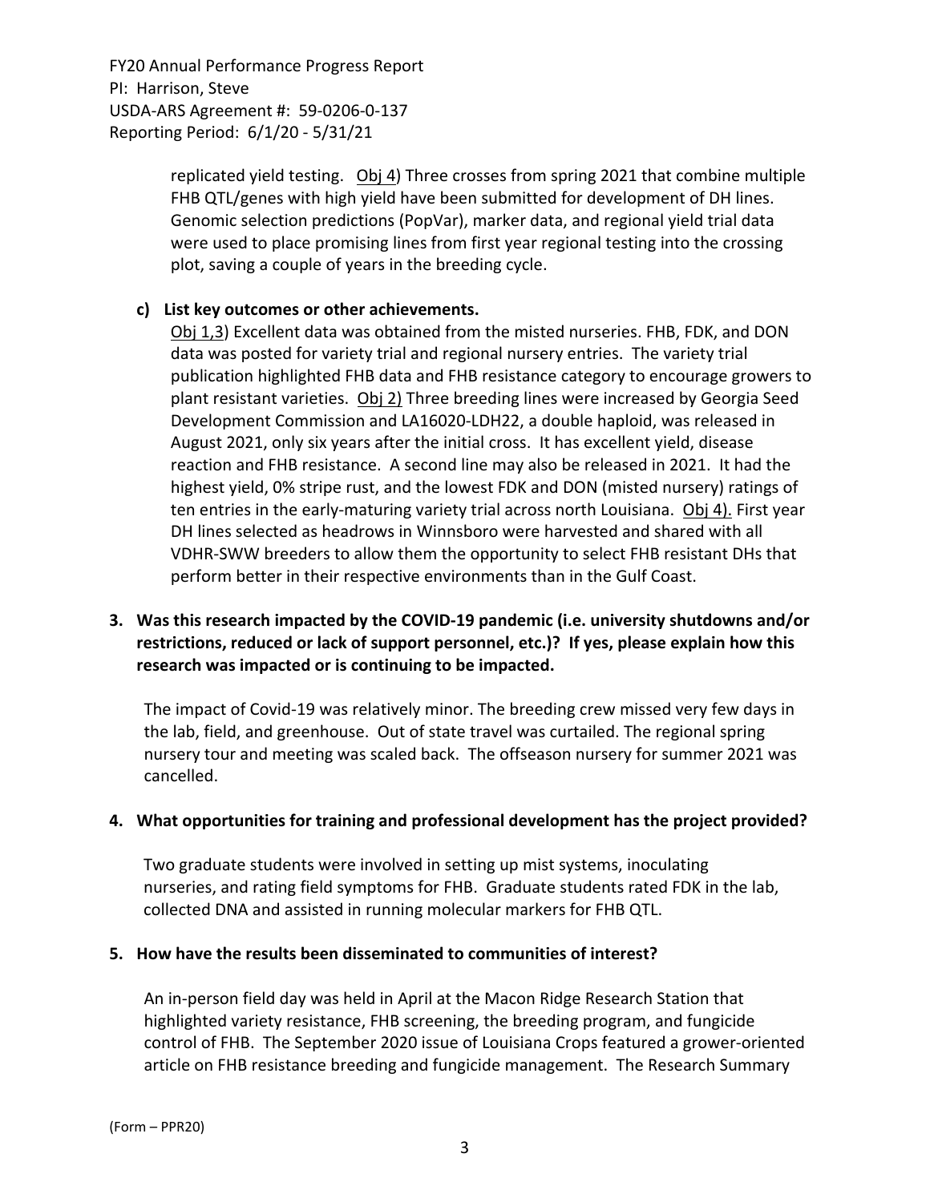replicated yield testing. Obj 4) Three crosses from spring 2021 that combine multiple FHB QTL/genes with high yield have been submitted for development of DH lines. Genomic selection predictions (PopVar), marker data, and regional yield trial data were used to place promising lines from first year regional testing into the crossing plot, saving a couple of years in the breeding cycle.

**c) List key outcomes or other achievements.**

Obj 1,3) Excellent data was obtained from the misted nurseries. FHB, FDK, and DON data was posted for variety trial and regional nursery entries. The variety trial publication highlighted FHB data and FHB resistance category to encourage growers to plant resistant varieties. Obj 2) Three breeding lines were increased by Georgia Seed Development Commission and LA16020-LDH22, a double haploid, was released in August 2021, only six years after the initial cross. It has excellent yield, disease reaction and FHB resistance. A second line may also be released in 2021. It had the highest yield, 0% stripe rust, and the lowest FDK and DON (misted nursery) ratings of ten entries in the early-maturing variety trial across north Louisiana. Obj 4). First year DH lines selected as headrows in Winnsboro were harvested and shared with all VDHR-SWW breeders to allow them the opportunity to select FHB resistant DHs that perform better in their respective environments than in the Gulf Coast.

**3. Was this research impacted by the COVID-19 pandemic (i.e. university shutdowns and/or restrictions, reduced or lack of support personnel, etc.)? If yes, please explain how this research was impacted or is continuing to be impacted.**

The impact of Covid-19 was relatively minor. The breeding crew missed very few days in the lab, field, and greenhouse. Out of state travel was curtailed. The regional spring nursery tour and meeting was scaled back. The offseason nursery for summer 2021 was cancelled.

**4. What opportunities for training and professional development has the project provided?**

Two graduate students were involved in setting up mist systems, inoculating nurseries, and rating field symptoms for FHB. Graduate students rated FDK in the lab, collected DNA and assisted in running molecular markers for FHB QTL.

**5. How have the results been disseminated to communities of interest?**

An in-person field day was held in April at the Macon Ridge Research Station that highlighted variety resistance, FHB screening, the breeding program, and fungicide control of FHB. The September 2020 issue of Louisiana Crops featured a grower-oriented article on FHB resistance breeding and fungicide management. The Research Summary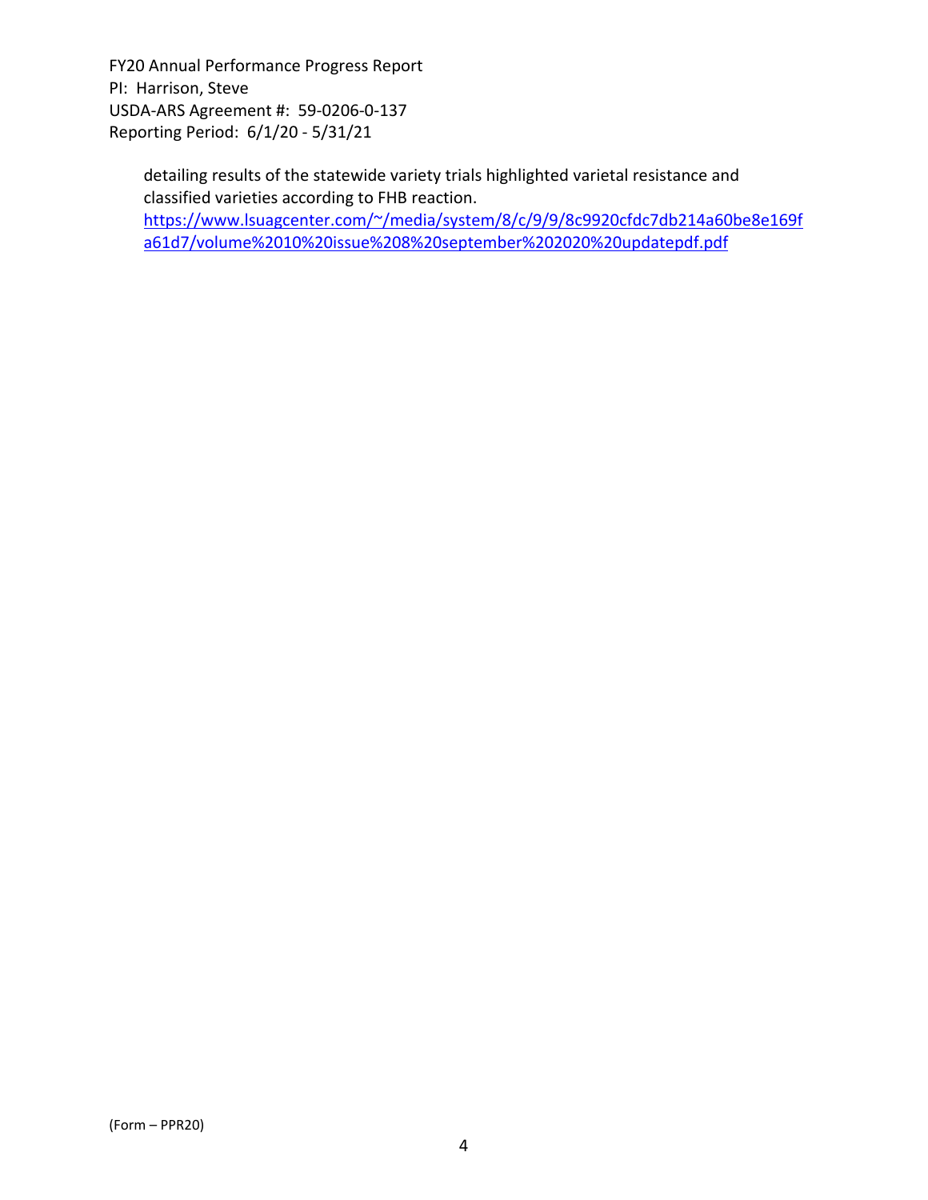detailing results of the statewide variety trials highlighted varietal resistance and classified varieties according to FHB reaction.
https://www.lsuagcenter.com/~/media/system/8/c/9/9/8c9920cfdc7db214a60be8e169fa61d7/volume%2010%20issue%208%20september%202020%20updatepdf.pdf

(Form – PPR20)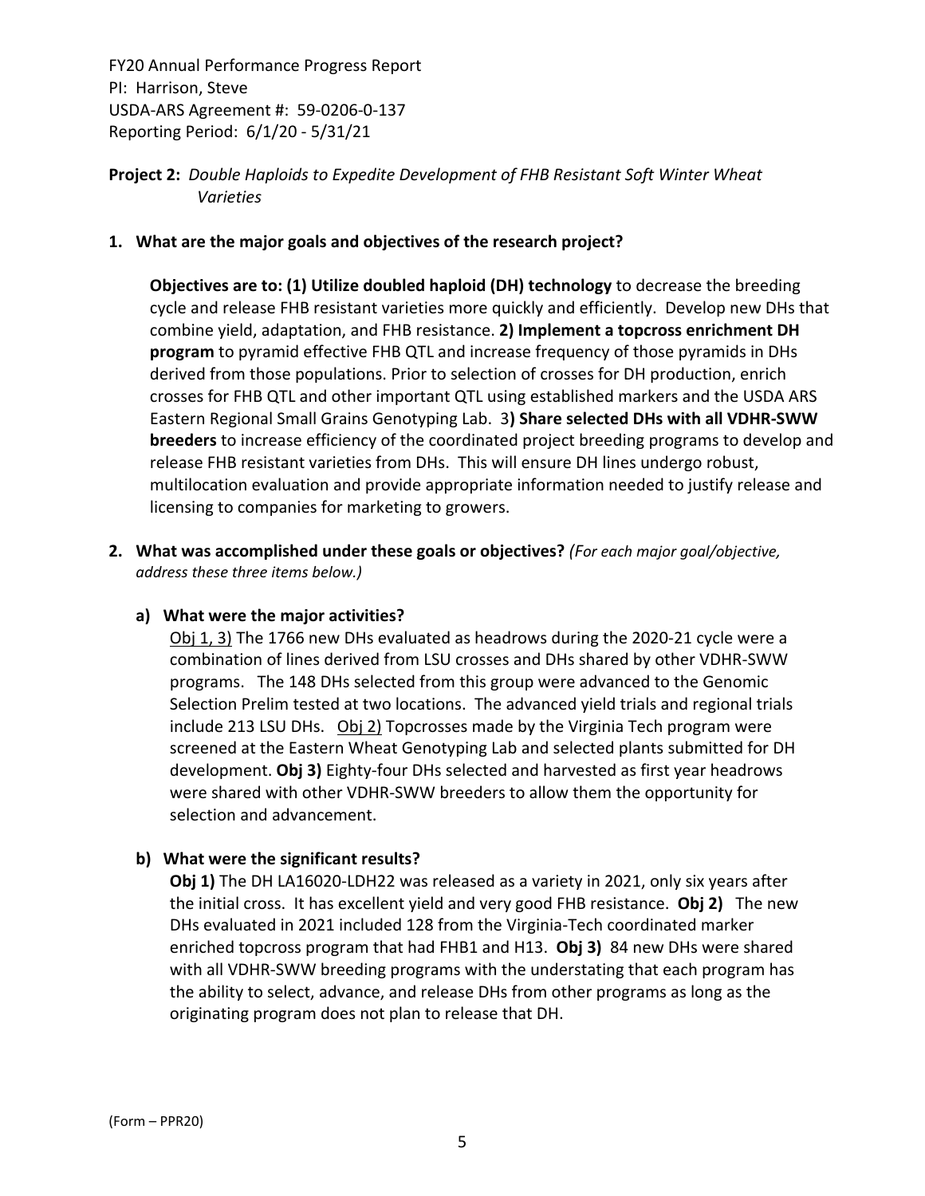FY20 Annual Performance Progress Report
PI: Harrison, Steve
USDA-ARS Agreement #: 59-0206-0-137
Reporting Period: 6/1/20 - 5/31/21

**Project 2:** *Double Haploids to Expedite Development of FHB Resistant Soft Winter Wheat Varieties*

**1. What are the major goals and objectives of the research project?**

**Objectives are to: (1) Utilize doubled haploid (DH) technology** to decrease the breeding cycle and release FHB resistant varieties more quickly and efficiently. Develop new DHs that combine yield, adaptation, and FHB resistance. **2) Implement a topcross enrichment DH program** to pyramid effective FHB QTL and increase frequency of those pyramids in DHs derived from those populations. Prior to selection of crosses for DH production, enrich crosses for FHB QTL and other important QTL using established markers and the USDA ARS Eastern Regional Small Grains Genotyping Lab. 3**) Share selected DHs with all VDHR-SWW breeders** to increase efficiency of the coordinated project breeding programs to develop and release FHB resistant varieties from DHs. This will ensure DH lines undergo robust, multilocation evaluation and provide appropriate information needed to justify release and licensing to companies for marketing to growers.

**2. What was accomplished under these goals or objectives?** *(For each major goal/objective, address these three items below.)*

**a) What were the major activities?**

Obj 1, 3) The 1766 new DHs evaluated as headrows during the 2020-21 cycle were a combination of lines derived from LSU crosses and DHs shared by other VDHR-SWW programs. The 148 DHs selected from this group were advanced to the Genomic Selection Prelim tested at two locations. The advanced yield trials and regional trials include 213 LSU DHs. Obj 2) Topcrosses made by the Virginia Tech program were screened at the Eastern Wheat Genotyping Lab and selected plants submitted for DH development. **Obj 3)** Eighty-four DHs selected and harvested as first year headrows were shared with other VDHR-SWW breeders to allow them the opportunity for selection and advancement.

**b) What were the significant results?**

**Obj 1)** The DH LA16020-LDH22 was released as a variety in 2021, only six years after the initial cross. It has excellent yield and very good FHB resistance. **Obj 2)** The new DHs evaluated in 2021 included 128 from the Virginia-Tech coordinated marker enriched topcross program that had FHB1 and H13. **Obj 3)** 84 new DHs were shared with all VDHR-SWW breeding programs with the understating that each program has the ability to select, advance, and release DHs from other programs as long as the originating program does not plan to release that DH.

(Form – PPR20)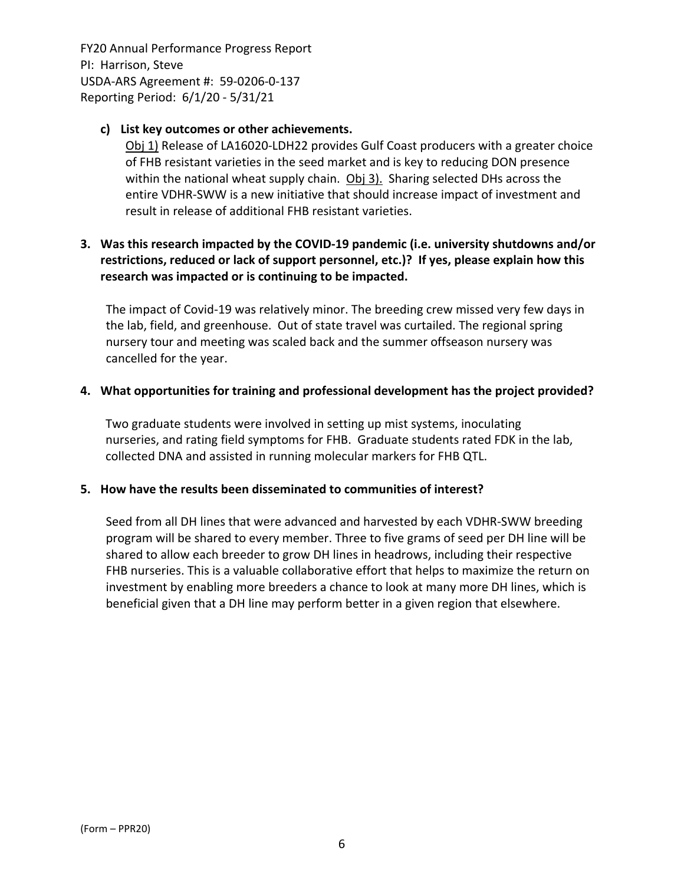**c) List key outcomes or other achievements.**

Obj 1) Release of LA16020-LDH22 provides Gulf Coast producers with a greater choice of FHB resistant varieties in the seed market and is key to reducing DON presence within the national wheat supply chain. Obj 3). Sharing selected DHs across the entire VDHR-SWW is a new initiative that should increase impact of investment and result in release of additional FHB resistant varieties.

**3. Was this research impacted by the COVID-19 pandemic (i.e. university shutdowns and/or restrictions, reduced or lack of support personnel, etc.)? If yes, please explain how this research was impacted or is continuing to be impacted.**

The impact of Covid-19 was relatively minor. The breeding crew missed very few days in the lab, field, and greenhouse. Out of state travel was curtailed. The regional spring nursery tour and meeting was scaled back and the summer offseason nursery was cancelled for the year.

**4. What opportunities for training and professional development has the project provided?**

Two graduate students were involved in setting up mist systems, inoculating nurseries, and rating field symptoms for FHB. Graduate students rated FDK in the lab, collected DNA and assisted in running molecular markers for FHB QTL.

**5. How have the results been disseminated to communities of interest?**

Seed from all DH lines that were advanced and harvested by each VDHR-SWW breeding program will be shared to every member. Three to five grams of seed per DH line will be shared to allow each breeder to grow DH lines in headrows, including their respective FHB nurseries. This is a valuable collaborative effort that helps to maximize the return on investment by enabling more breeders a chance to look at many more DH lines, which is beneficial given that a DH line may perform better in a given region that elsewhere.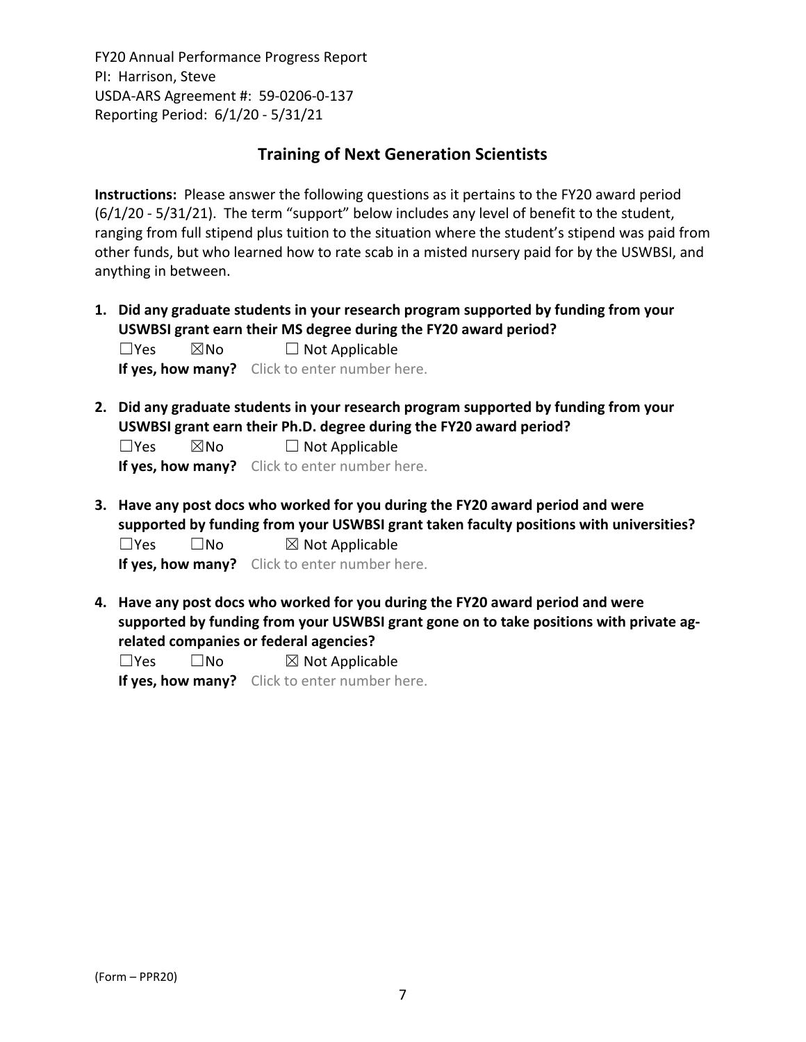FY20 Annual Performance Progress Report
PI: Harrison, Steve
USDA-ARS Agreement #: 59-0206-0-137
Reporting Period: 6/1/20 - 5/31/21

## Training of Next Generation Scientists

**Instructions:** Please answer the following questions as it pertains to the FY20 award period (6/1/20 - 5/31/21). The term "support" below includes any level of benefit to the student, ranging from full stipend plus tuition to the situation where the student's stipend was paid from other funds, but who learned how to rate scab in a misted nursery paid for by the USWBSI, and anything in between.

1. **Did any graduate students in your research program supported by funding from your USWBSI grant earn their MS degree during the FY20 award period?**
   ☐Yes ☒No ☐ Not Applicable
   **If yes, how many?** Click to enter number here.

2. **Did any graduate students in your research program supported by funding from your USWBSI grant earn their Ph.D. degree during the FY20 award period?**
   ☐Yes ☒No ☐ Not Applicable
   **If yes, how many?** Click to enter number here.

3. **Have any post docs who worked for you during the FY20 award period and were supported by funding from your USWBSI grant taken faculty positions with universities?**
   ☐Yes ☐No ☒ Not Applicable
   **If yes, how many?** Click to enter number here.

4. **Have any post docs who worked for you during the FY20 award period and were supported by funding from your USWBSI grant gone on to take positions with private ag-related companies or federal agencies?**
   ☐Yes ☐No ☒ Not Applicable
   **If yes, how many?** Click to enter number here.

(Form – PPR20)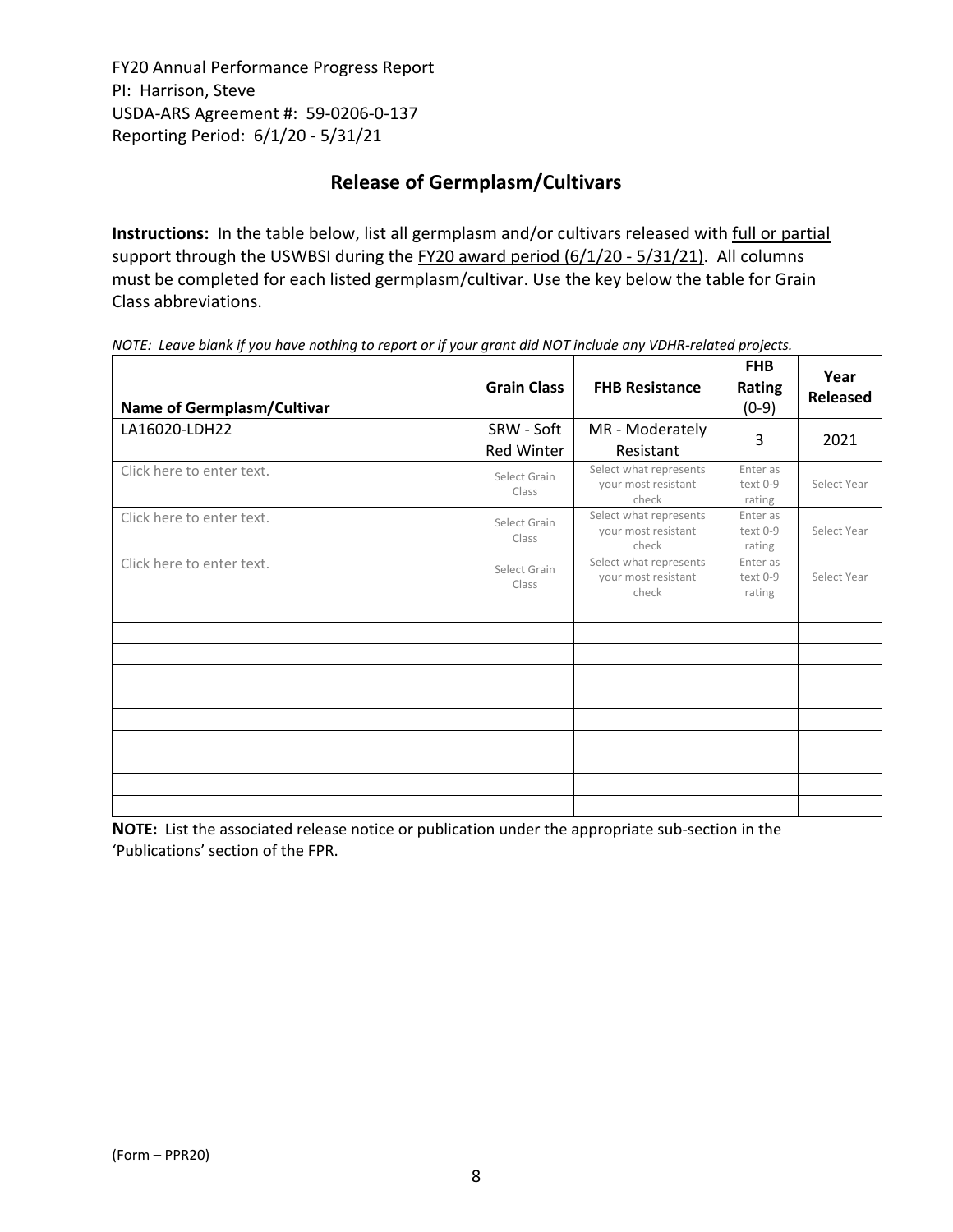FY20 Annual Performance Progress Report
PI: Harrison, Steve
USDA-ARS Agreement #: 59-0206-0-137
Reporting Period: 6/1/20 - 5/31/21

## Release of Germplasm/Cultivars

**Instructions:** In the table below, list all germplasm and/or cultivars released with full or partial support through the USWBSI during the FY20 award period (6/1/20 - 5/31/21). All columns must be completed for each listed germplasm/cultivar. Use the key below the table for Grain Class abbreviations.

*NOTE: Leave blank if you have nothing to report or if your grant did NOT include any VDHR-related projects.*

| Name of Germplasm/Cultivar | Grain Class | FHB Resistance | FHB Rating (0-9) | Year Released |
|---|---|---|---|---|
| LA16020-LDH22 | SRW - Soft Red Winter | MR - Moderately Resistant | 3 | 2021 |
| Click here to enter text. | Select Grain Class | Select what represents your most resistant check | Enter as text 0-9 rating | Select Year |
| Click here to enter text. | Select Grain Class | Select what represents your most resistant check | Enter as text 0-9 rating | Select Year |
| Click here to enter text. | Select Grain Class | Select what represents your most resistant check | Enter as text 0-9 rating | Select Year |
| | | | | |
| | | | | |
| | | | | |
| | | | | |
| | | | | |
| | | | | |
| | | | | |
| | | | | |
| | | | | |
| | | | | |

**NOTE:** List the associated release notice or publication under the appropriate sub-section in the 'Publications' section of the FPR.

(Form – PPR20)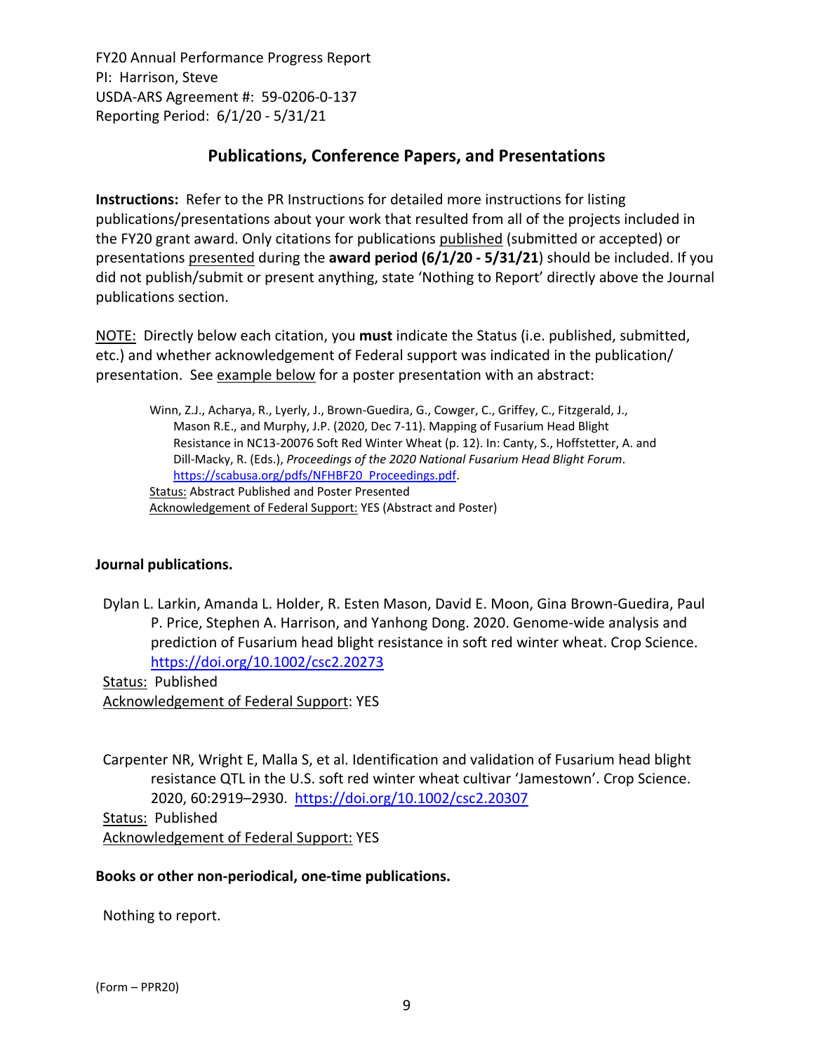FY20 Annual Performance Progress Report
PI: Harrison, Steve
USDA-ARS Agreement #: 59-0206-0-137
Reporting Period: 6/1/20 - 5/31/21

## Publications, Conference Papers, and Presentations

**Instructions:** Refer to the PR Instructions for detailed more instructions for listing publications/presentations about your work that resulted from all of the projects included in the FY20 grant award. Only citations for publications <u>published</u> (submitted or accepted) or presentations <u>presented</u> during the **award period (6/1/20 - 5/31/21**) should be included. If you did not publish/submit or present anything, state 'Nothing to Report' directly above the Journal publications section.

<u>NOTE:</u> Directly below each citation, you **must** indicate the Status (i.e. published, submitted, etc.) and whether acknowledgement of Federal support was indicated in the publication/ presentation. See <u>example below</u> for a poster presentation with an abstract:

> Winn, Z.J., Acharya, R., Lyerly, J., Brown-Guedira, G., Cowger, C., Griffey, C., Fitzgerald, J., Mason R.E., and Murphy, J.P. (2020, Dec 7-11). Mapping of Fusarium Head Blight Resistance in NC13-20076 Soft Red Winter Wheat (p. 12). In: Canty, S., Hoffstetter, A. and Dill-Macky, R. (Eds.), *Proceedings of the 2020 National Fusarium Head Blight Forum*. https://scabusa.org/pdfs/NFHBF20_Proceedings.pdf.
> <u>Status:</u> Abstract Published and Poster Presented
> <u>Acknowledgement of Federal Support:</u> YES (Abstract and Poster)

**Journal publications.**

Dylan L. Larkin, Amanda L. Holder, R. Esten Mason, David E. Moon, Gina Brown-Guedira, Paul P. Price, Stephen A. Harrison, and Yanhong Dong. 2020. Genome-wide analysis and prediction of Fusarium head blight resistance in soft red winter wheat. Crop Science. https://doi.org/10.1002/csc2.20273
<u>Status:</u> Published
<u>Acknowledgement of Federal Support</u>: YES

Carpenter NR, Wright E, Malla S, et al. Identification and validation of Fusarium head blight resistance QTL in the U.S. soft red winter wheat cultivar 'Jamestown'. Crop Science. 2020, 60:2919–2930. https://doi.org/10.1002/csc2.20307
<u>Status:</u> Published
<u>Acknowledgement of Federal Support:</u> YES

**Books or other non-periodical, one-time publications.**

Nothing to report.

(Form – PPR20)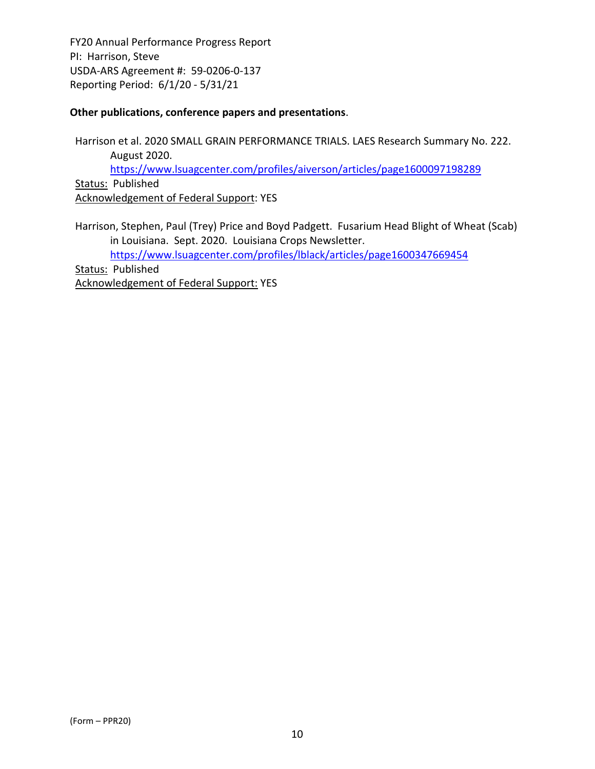FY20 Annual Performance Progress Report
PI: Harrison, Steve
USDA-ARS Agreement #: 59-0206-0-137
Reporting Period: 6/1/20 - 5/31/21

**Other publications, conference papers and presentations**.

Harrison et al. 2020 SMALL GRAIN PERFORMANCE TRIALS. LAES Research Summary No. 222. August 2020.
https://www.lsuagcenter.com/profiles/aiverson/articles/page1600097198289
Status: Published
Acknowledgement of Federal Support: YES

Harrison, Stephen, Paul (Trey) Price and Boyd Padgett. Fusarium Head Blight of Wheat (Scab) in Louisiana. Sept. 2020. Louisiana Crops Newsletter.
https://www.lsuagcenter.com/profiles/lblack/articles/page1600347669454
Status: Published
Acknowledgement of Federal Support: YES

(Form – PPR20)